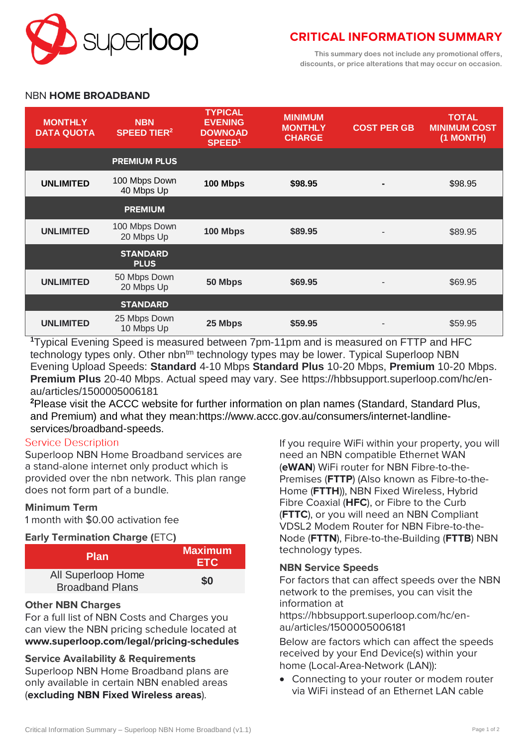superloop

# CRITICAL INFORMATION SUMMARY

This summary does not include any promotional offers, discounts, or price alterations that may occur on occasion.

## NBN **HOME BROADBAND**

| MONTHLY DATA QUOTA | NBN SPEED TIER[2] | TYPICAL EVENING DOWNOAD SPEED[1] | MINIMUM MONTHLY CHARGE | COST PER GB | TOTAL MINIMUM COST (1 MONTH) |
|---|---|---|---|---|---|
| | **PREMIUM PLUS** | | | | |
| **UNLIMITED** | 100 Mbps Down 40 Mbps Up | **100 Mbps** | **$98.95** | **-** | $98.95 |
| | **PREMIUM** | | | | |
| **UNLIMITED** | 100 Mbps Down 20 Mbps Up | **100 Mbps** | **$89.95** | - | $89.95 |
| | **STANDARD PLUS** | | | | |
| **UNLIMITED** | 50 Mbps Down 20 Mbps Up | **50 Mbps** | **$69.95** | - | $69.95 |
| | **STANDARD** | | | | |
| **UNLIMITED** | 25 Mbps Down 10 Mbps Up | **25 Mbps** | **$59.95** | - | $59.95 |

[1]Typical Evening Speed is measured between 7pm-11pm and is measured on FTTP and HFC technology types only. Other nbn[tm] technology types may be lower. Typical Superloop NBN Evening Upload Speeds: **Standard** 4-10 Mbps **Standard Plus** 10-20 Mbps, **Premium** 10-20 Mbps. **Premium Plus** 20-40 Mbps. Actual speed may vary. See https://hbbsupport.superloop.com/hc/en-au/articles/1500005006181

[2]Please visit the ACCC website for further information on plan names (Standard, Standard Plus, and Premium) and what they mean:https://www.accc.gov.au/consumers/internet-landline-services/broadband-speeds.

## Service Description

Superloop NBN Home Broadband services are a stand-alone internet only product which is provided over the nbn network. This plan range does not form part of a bundle.

### Minimum Term

1 month with $0.00 activation fee

### Early Termination Charge (ETC)

| Plan | Maximum ETC |
|---|---|
| All Superloop Home Broadband Plans | **$0** |

### Other NBN Charges

For a full list of NBN Costs and Charges you can view the NBN pricing schedule located at **www.superloop.com/legal/pricing-schedules**

### Service Availability & Requirements

Superloop NBN Home Broadband plans are only available in certain NBN enabled areas (**excluding NBN Fixed Wireless areas**).

If you require WiFi within your property, you will need an NBN compatible Ethernet WAN (**eWAN**) WiFi router for NBN Fibre-to-the-Premises (**FTTP**) (Also known as Fibre-to-the-Home (**FTTH**)), NBN Fixed Wireless, Hybrid Fibre Coaxial (**HFC**), or Fibre to the Curb (**FTTC**), or you will need an NBN Compliant VDSL2 Modem Router for NBN Fibre-to-the-Node (**FTTN**), Fibre-to-the-Building (**FTTB**) NBN technology types.

### NBN Service Speeds

For factors that can affect speeds over the NBN network to the premises, you can visit the information at https://hbbsupport.superloop.com/hc/en-au/articles/1500005006181

Below are factors which can affect the speeds received by your End Device(s) within your home (Local-Area-Network (LAN)):

- Connecting to your router or modem router via WiFi instead of an Ethernet LAN cable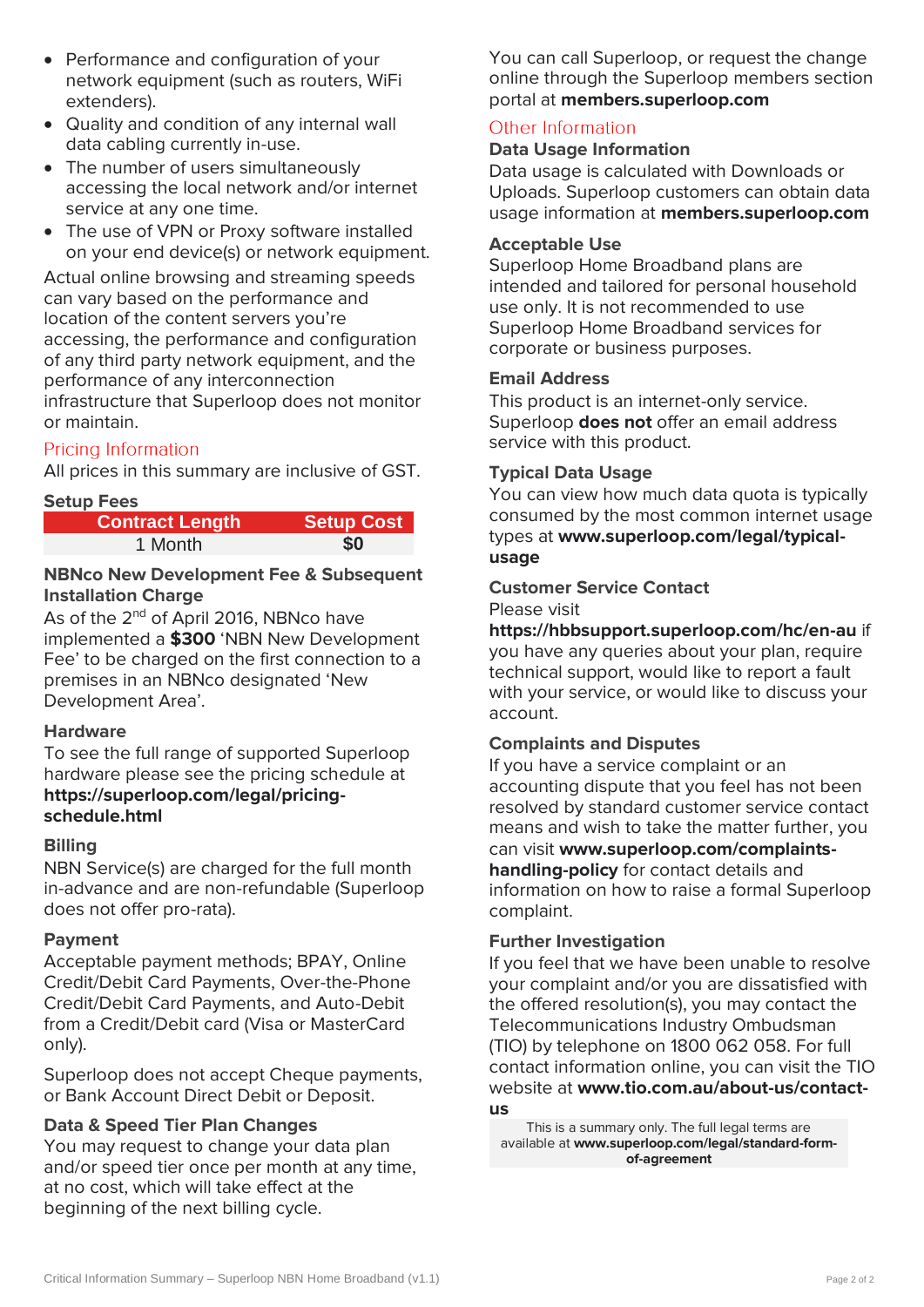- Performance and configuration of your network equipment (such as routers, WiFi extenders).
- Quality and condition of any internal wall data cabling currently in-use.
- The number of users simultaneously accessing the local network and/or internet service at any one time.
- The use of VPN or Proxy software installed on your end device(s) or network equipment.

Actual online browsing and streaming speeds can vary based on the performance and location of the content servers you're accessing, the performance and configuration of any third party network equipment, and the performance of any interconnection infrastructure that Superloop does not monitor or maintain.

## Pricing Information

All prices in this summary are inclusive of GST.

### Setup Fees

| Contract Length | Setup Cost |
|---|---|
| 1 Month | **$0** |

### NBNco New Development Fee & Subsequent Installation Charge

As of the 2nd of April 2016, NBNco have implemented a **$300** 'NBN New Development Fee' to be charged on the first connection to a premises in an NBNco designated 'New Development Area'.

### Hardware

To see the full range of supported Superloop hardware please see the pricing schedule at **https://superloop.com/legal/pricing-schedule.html**

### Billing

NBN Service(s) are charged for the full month in-advance and are non-refundable (Superloop does not offer pro-rata).

### Payment

Acceptable payment methods; BPAY, Online Credit/Debit Card Payments, Over-the-Phone Credit/Debit Card Payments, and Auto-Debit from a Credit/Debit card (Visa or MasterCard only).

Superloop does not accept Cheque payments, or Bank Account Direct Debit or Deposit.

### Data & Speed Tier Plan Changes

You may request to change your data plan and/or speed tier once per month at any time, at no cost, which will take effect at the beginning of the next billing cycle.

You can call Superloop, or request the change online through the Superloop members section portal at **members.superloop.com**

## Other Information

### Data Usage Information

Data usage is calculated with Downloads or Uploads. Superloop customers can obtain data usage information at **members.superloop.com**

### Acceptable Use

Superloop Home Broadband plans are intended and tailored for personal household use only. It is not recommended to use Superloop Home Broadband services for corporate or business purposes.

### Email Address

This product is an internet-only service. Superloop **does not** offer an email address service with this product.

### Typical Data Usage

You can view how much data quota is typically consumed by the most common internet usage types at **www.superloop.com/legal/typical-usage**

### Customer Service Contact

Please visit **https://hbbsupport.superloop.com/hc/en-au** if you have any queries about your plan, require technical support, would like to report a fault with your service, or would like to discuss your account.

### Complaints and Disputes

If you have a service complaint or an accounting dispute that you feel has not been resolved by standard customer service contact means and wish to take the matter further, you can visit **www.superloop.com/complaints-handling-policy** for contact details and information on how to raise a formal Superloop complaint.

### Further Investigation

If you feel that we have been unable to resolve your complaint and/or you are dissatisfied with the offered resolution(s), you may contact the Telecommunications Industry Ombudsman (TIO) by telephone on 1800 062 058. For full contact information online, you can visit the TIO website at **www.tio.com.au/about-us/contact-us**

This is a summary only. The full legal terms are available at **www.superloop.com/legal/standard-form-of-agreement**